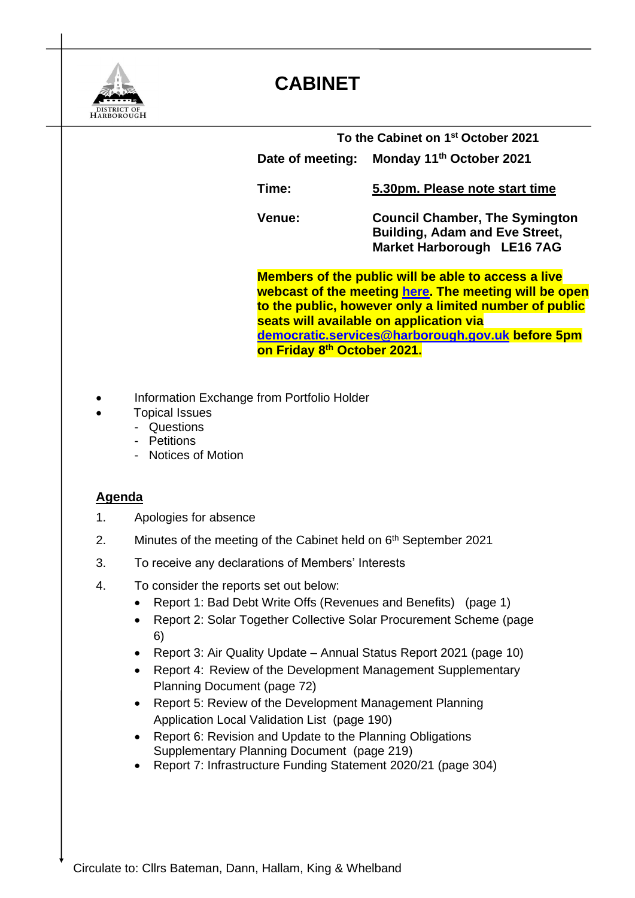DISTRICT OF HARBOROUGH

# CABINET

**To the Cabinet on 1st October 2021**

**Date of meeting:** **Monday 11th October 2021**

**Time:** **5.30pm. Please note start time**

**Venue:** **Council Chamber, The Symington Building, Adam and Eve Street, Market Harborough LE16 7AG**

**Members of the public will be able to access a live webcast of the meeting here. The meeting will be open to the public, however only a limited number of public seats will available on application via democratic.services@harborough.gov.uk before 5pm on Friday 8th October 2021.**

- Information Exchange from Portfolio Holder
- Topical Issues
  - Questions
  - Petitions
  - Notices of Motion

## Agenda

1. Apologies for absence
2. Minutes of the meeting of the Cabinet held on 6th September 2021
3. To receive any declarations of Members' Interests
4. To consider the reports set out below:
   - Report 1: Bad Debt Write Offs (Revenues and Benefits) (page 1)
   - Report 2: Solar Together Collective Solar Procurement Scheme (page 6)
   - Report 3: Air Quality Update – Annual Status Report 2021 (page 10)
   - Report 4: Review of the Development Management Supplementary Planning Document (page 72)
   - Report 5: Review of the Development Management Planning Application Local Validation List (page 190)
   - Report 6: Revision and Update to the Planning Obligations Supplementary Planning Document (page 219)
   - Report 7: Infrastructure Funding Statement 2020/21 (page 304)

Circulate to: Cllrs Bateman, Dann, Hallam, King & Whelband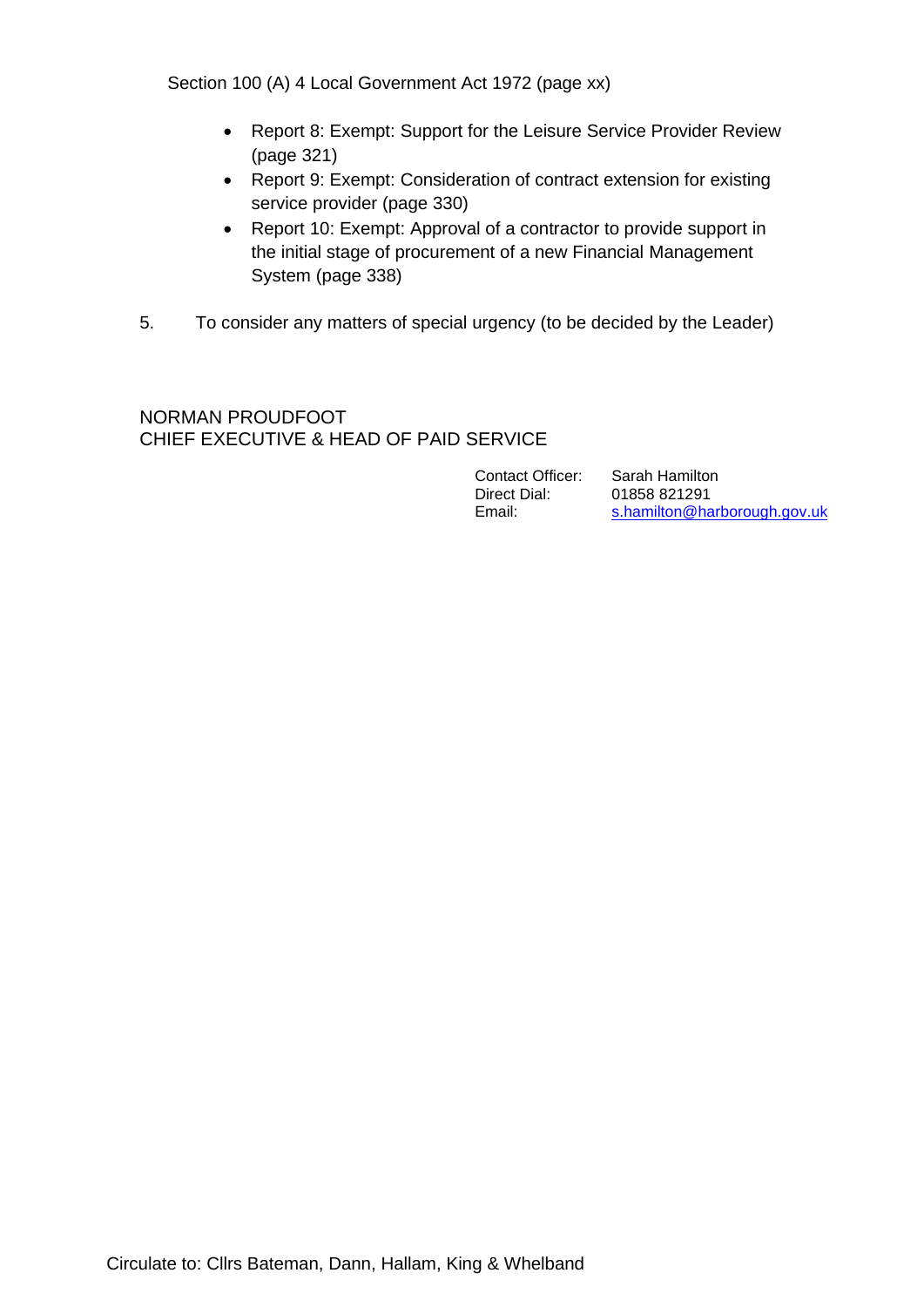Section 100 (A) 4 Local Government Act 1972 (page xx)

- Report 8: Exempt: Support for the Leisure Service Provider Review (page 321)
- Report 9: Exempt: Consideration of contract extension for existing service provider (page 330)
- Report 10: Exempt: Approval of a contractor to provide support in the initial stage of procurement of a new Financial Management System (page 338)

5. To consider any matters of special urgency (to be decided by the Leader)

NORMAN PROUDFOOT
CHIEF EXECUTIVE & HEAD OF PAID SERVICE

Contact Officer: Sarah Hamilton
Direct Dial: 01858 821291
Email: s.hamilton@harborough.gov.uk

Circulate to: Cllrs Bateman, Dann, Hallam, King & Whelband